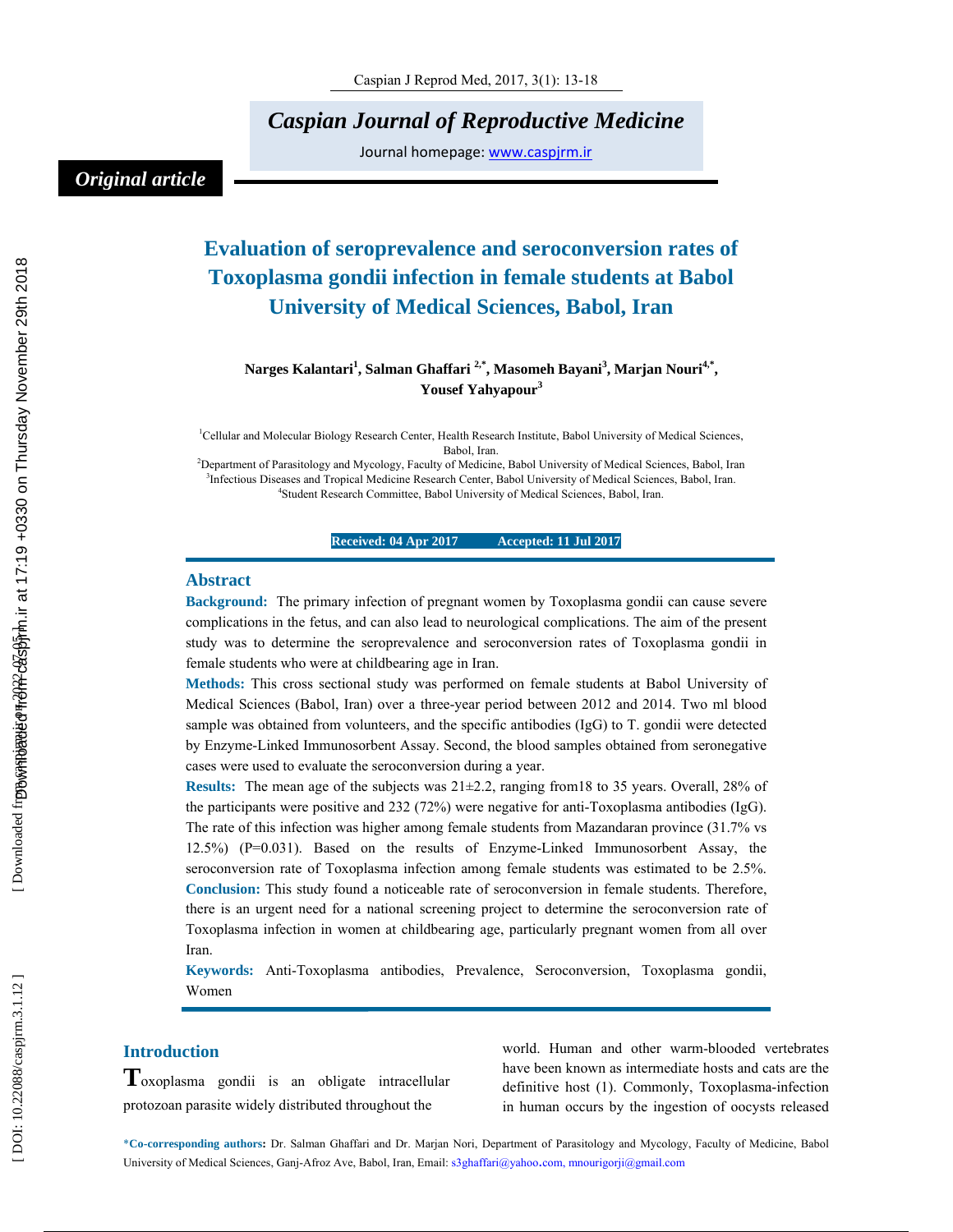*Original article*

# Evaluation of seroprevalence and seroconversion rates of Toxoplasma gondii infection in female students at Babol University of Medical Sciences, Babol, Iran

**Narges Kalantari[1], Salman Ghaffari [2,*], Masomeh Bayani[3], Marjan Nouri[4,*], Yousef Yahyapour[3]**

[1]Cellular and Molecular Biology Research Center, Health Research Institute, Babol University of Medical Sciences, Babol, Iran.
[2]Department of Parasitology and Mycology, Faculty of Medicine, Babol University of Medical Sciences, Babol, Iran
[3]Infectious Diseases and Tropical Medicine Research Center, Babol University of Medical Sciences, Babol, Iran.
[4]Student Research Committee, Babol University of Medical Sciences, Babol, Iran.

**Received: 04 Apr 2017 Accepted: 11 Jul 2017**

## Abstract

**Background:** The primary infection of pregnant women by Toxoplasma gondii can cause severe complications in the fetus, and can also lead to neurological complications. The aim of the present study was to determine the seroprevalence and seroconversion rates of Toxoplasma gondii in female students who were at childbearing age in Iran.

**Methods:** This cross sectional study was performed on female students at Babol University of Medical Sciences (Babol, Iran) over a three-year period between 2012 and 2014. Two ml blood sample was obtained from volunteers, and the specific antibodies (IgG) to T. gondii were detected by Enzyme-Linked Immunosorbent Assay. Second, the blood samples obtained from seronegative cases were used to evaluate the seroconversion during a year.

**Results:** The mean age of the subjects was 21±2.2, ranging from18 to 35 years. Overall, 28% of the participants were positive and 232 (72%) were negative for anti-Toxoplasma antibodies (IgG). The rate of this infection was higher among female students from Mazandaran province (31.7% vs 12.5%) (P=0.031). Based on the results of Enzyme-Linked Immunosorbent Assay, the seroconversion rate of Toxoplasma infection among female students was estimated to be 2.5%.

**Conclusion:** This study found a noticeable rate of seroconversion in female students. Therefore, there is an urgent need for a national screening project to determine the seroconversion rate of Toxoplasma infection in women at childbearing age, particularly pregnant women from all over Iran.

**Keywords:** Anti-Toxoplasma antibodies, Prevalence, Seroconversion, Toxoplasma gondii, Women

## Introduction

Toxoplasma gondii is an obligate intracellular protozoan parasite widely distributed throughout the world. Human and other warm-blooded vertebrates have been known as intermediate hosts and cats are the definitive host (1). Commonly, Toxoplasma-infection in human occurs by the ingestion of oocysts released

*Co-corresponding authors: Dr. Salman Ghaffari and Dr. Marjan Nori, Department of Parasitology and Mycology, Faculty of Medicine, Babol University of Medical Sciences, Ganj-Afroz Ave, Babol, Iran, Email: s3ghaffari@yahoo.com, mnourigorji@gmail.com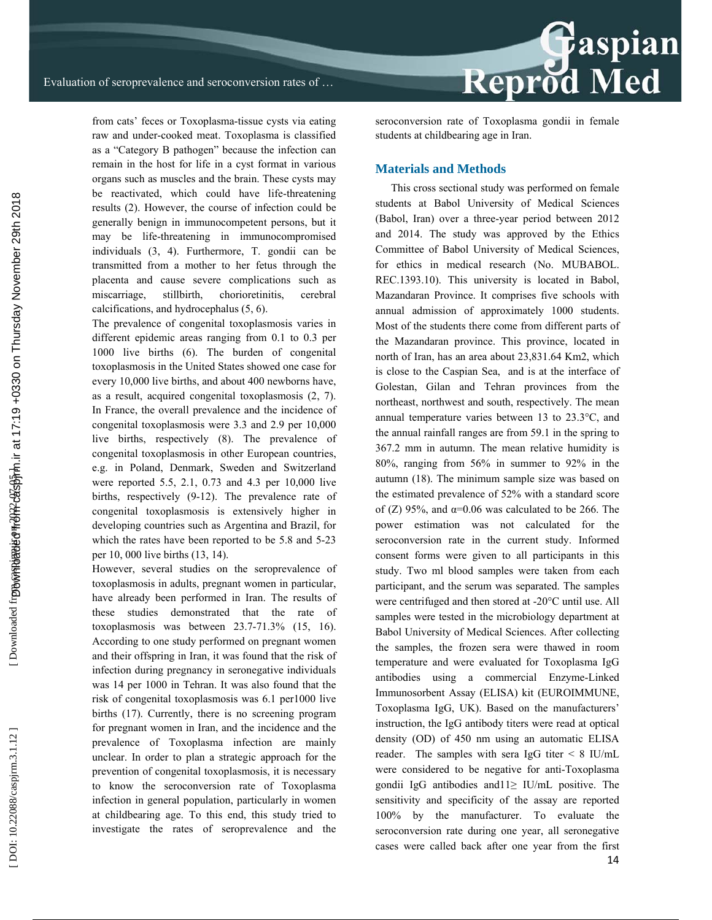from cats' feces or Toxoplasma-tissue cysts via eating raw and under-cooked meat. Toxoplasma is classified as a "Category B pathogen" because the infection can remain in the host for life in a cyst format in various organs such as muscles and the brain. These cysts may be reactivated, which could have life-threatening results (2). However, the course of infection could be generally benign in immunocompetent persons, but it may be life-threatening in immunocompromised individuals (3, 4). Furthermore, T. gondii can be transmitted from a mother to her fetus through the placenta and cause severe complications such as miscarriage, stillbirth, chorioretinitis, cerebral calcifications, and hydrocephalus (5, 6).

The prevalence of congenital toxoplasmosis varies in different epidemic areas ranging from 0.1 to 0.3 per 1000 live births (6). The burden of congenital toxoplasmosis in the United States showed one case for every 10,000 live births, and about 400 newborns have, as a result, acquired congenital toxoplasmosis (2, 7). In France, the overall prevalence and the incidence of congenital toxoplasmosis were 3.3 and 2.9 per 10,000 live births, respectively (8). The prevalence of congenital toxoplasmosis in other European countries, e.g. in Poland, Denmark, Sweden and Switzerland were reported 5.5, 2.1, 0.73 and 4.3 per 10,000 live births, respectively (9-12). The prevalence rate of congenital toxoplasmosis is extensively higher in developing countries such as Argentina and Brazil, for which the rates have been reported to be 5.8 and 5-23 per 10, 000 live births (13, 14).

However, several studies on the seroprevalence of toxoplasmosis in adults, pregnant women in particular, have already been performed in Iran. The results of these studies demonstrated that the rate of toxoplasmosis was between 23.7-71.3% (15, 16). According to one study performed on pregnant women and their offspring in Iran, it was found that the risk of infection during pregnancy in seronegative individuals was 14 per 1000 in Tehran. It was also found that the risk of congenital toxoplasmosis was 6.1 per1000 live births (17). Currently, there is no screening program for pregnant women in Iran, and the incidence and the prevalence of Toxoplasma infection are mainly unclear. In order to plan a strategic approach for the prevention of congenital toxoplasmosis, it is necessary to know the seroconversion rate of Toxoplasma infection in general population, particularly in women at childbearing age. To this end, this study tried to investigate the rates of seroprevalence and the seroconversion rate of Toxoplasma gondii in female students at childbearing age in Iran.

## Materials and Methods

This cross sectional study was performed on female students at Babol University of Medical Sciences (Babol, Iran) over a three-year period between 2012 and 2014. The study was approved by the Ethics Committee of Babol University of Medical Sciences, for ethics in medical research (No. MUBABOL. REC.1393.10). This university is located in Babol, Mazandaran Province. It comprises five schools with annual admission of approximately 1000 students. Most of the students there come from different parts of the Mazandaran province. This province, located in north of Iran, has an area about 23,831.64 Km2, which is close to the Caspian Sea, and is at the interface of Golestan, Gilan and Tehran provinces from the northeast, northwest and south, respectively. The mean annual temperature varies between 13 to 23.3°C, and the annual rainfall ranges are from 59.1 in the spring to 367.2 mm in autumn. The mean relative humidity is 80%, ranging from 56% in summer to 92% in the autumn (18). The minimum sample size was based on the estimated prevalence of 52% with a standard score of (Z) 95%, and $\alpha$=0.06 was calculated to be 266. The power estimation was not calculated for the seroconversion rate in the current study. Informed consent forms were given to all participants in this study. Two ml blood samples were taken from each participant, and the serum was separated. The samples were centrifuged and then stored at -20°C until use. All samples were tested in the microbiology department at Babol University of Medical Sciences. After collecting the samples, the frozen sera were thawed in room temperature and were evaluated for Toxoplasma IgG antibodies using a commercial Enzyme-Linked Immunosorbent Assay (ELISA) kit (EUROIMMUNE, Toxoplasma IgG, UK). Based on the manufacturers' instruction, the IgG antibody titers were read at optical density (OD) of 450 nm using an automatic ELISA reader. The samples with sera IgG titer < 8 IU/mL were considered to be negative for anti-Toxoplasma gondii IgG antibodies and11≥ IU/mL positive. The sensitivity and specificity of the assay are reported 100% by the manufacturer. To evaluate the seroconversion rate during one year, all seronegative cases were called back after one year from the first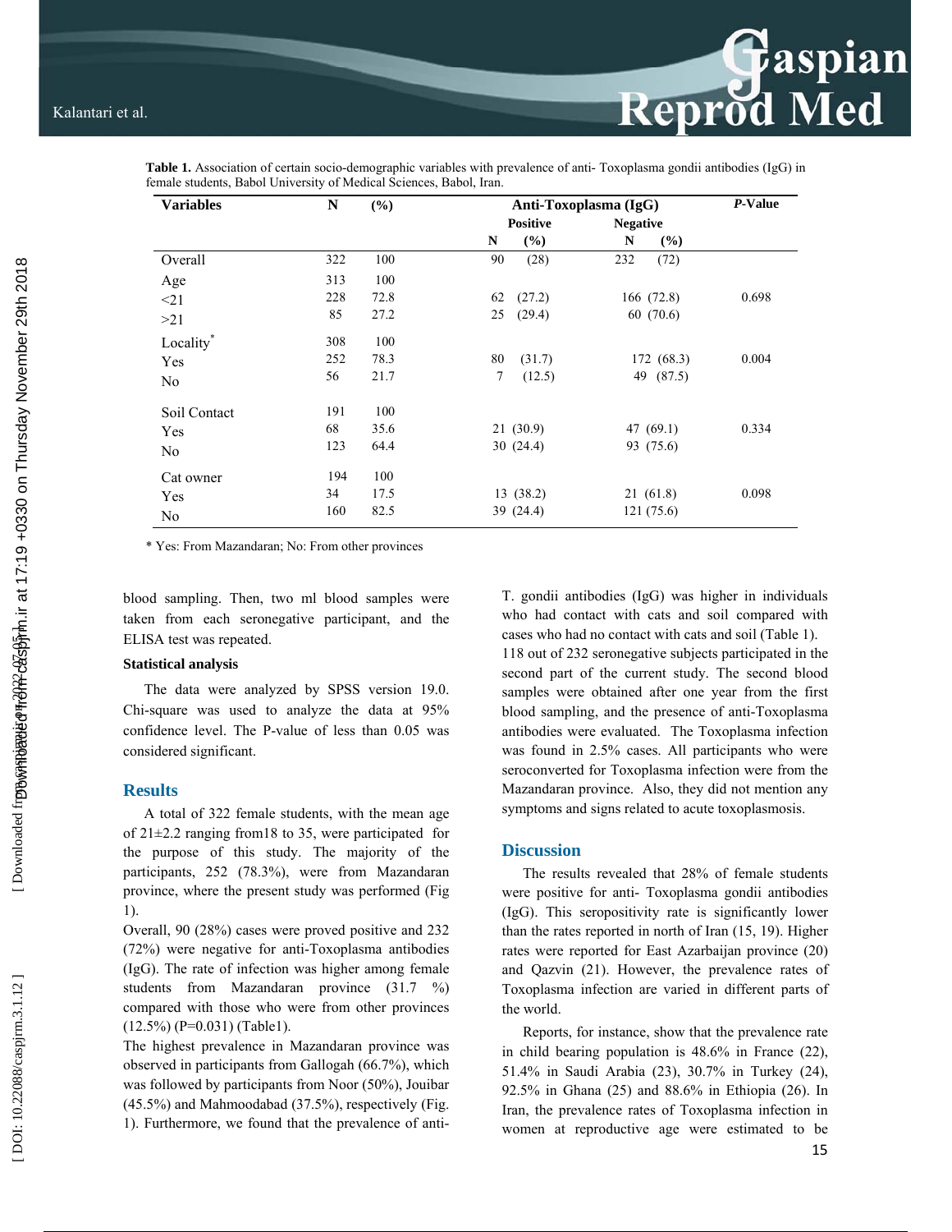**Table 1.** Association of certain socio-demographic variables with prevalence of anti- Toxoplasma gondii antibodies (IgG) in female students, Babol University of Medical Sciences, Babol, Iran.

| Variables | N | (%) | Anti-Toxoplasma (IgG) | | | | P-Value |
|---|---|---|---|---|---|---|---|
| | | | Positive | | Negative | | |
| | | | N | (%) | N | (%) | |
| Overall | 322 | 100 | 90 | (28) | 232 | (72) | |
| Age | 313 | 100 | | | | | |
| <21 | 228 | 72.8 | 62 | (27.2) | 166 | (72.8) | 0.698 |
| >21 | 85 | 27.2 | 25 | (29.4) | 60 | (70.6) | |
| Locality* | 308 | 100 | | | | | |
| Yes | 252 | 78.3 | 80 | (31.7) | 172 | (68.3) | 0.004 |
| No | 56 | 21.7 | 7 | (12.5) | 49 | (87.5) | |
| Soil Contact | 191 | 100 | | | | | |
| Yes | 68 | 35.6 | 21 | (30.9) | 47 | (69.1) | 0.334 |
| No | 123 | 64.4 | 30 | (24.4) | 93 | (75.6) | |
| Cat owner | 194 | 100 | | | | | |
| Yes | 34 | 17.5 | 13 | (38.2) | 21 | (61.8) | 0.098 |
| No | 160 | 82.5 | 39 | (24.4) | 121 | (75.6) | |

* Yes: From Mazandaran; No: From other provinces

blood sampling. Then, two ml blood samples were taken from each seronegative participant, and the ELISA test was repeated.

**Statistical analysis**

The data were analyzed by SPSS version 19.0. Chi-square was used to analyze the data at 95% confidence level. The P-value of less than 0.05 was considered significant.

## Results

A total of 322 female students, with the mean age of 21±2.2 ranging from18 to 35, were participated for the purpose of this study. The majority of the participants, 252 (78.3%), were from Mazandaran province, where the present study was performed (Fig 1).

Overall, 90 (28%) cases were proved positive and 232 (72%) were negative for anti-Toxoplasma antibodies (IgG). The rate of infection was higher among female students from Mazandaran province (31.7 %) compared with those who were from other provinces (12.5%) (P=0.031) (Table1).

The highest prevalence in Mazandaran province was observed in participants from Gallogah (66.7%), which was followed by participants from Noor (50%), Jouibar (45.5%) and Mahmoodabad (37.5%), respectively (Fig. 1). Furthermore, we found that the prevalence of anti-T. gondii antibodies (IgG) was higher in individuals who had contact with cats and soil compared with cases who had no contact with cats and soil (Table 1).

118 out of 232 seronegative subjects participated in the second part of the current study. The second blood samples were obtained after one year from the first blood sampling, and the presence of anti-Toxoplasma antibodies were evaluated. The Toxoplasma infection was found in 2.5% cases. All participants who were seroconverted for Toxoplasma infection were from the Mazandaran province. Also, they did not mention any symptoms and signs related to acute toxoplasmosis.

## Discussion

The results revealed that 28% of female students were positive for anti- Toxoplasma gondii antibodies (IgG). This seropositivity rate is significantly lower than the rates reported in north of Iran (15, 19). Higher rates were reported for East Azarbaijan province (20) and Qazvin (21). However, the prevalence rates of Toxoplasma infection are varied in different parts of the world.

Reports, for instance, show that the prevalence rate in child bearing population is 48.6% in France (22), 51.4% in Saudi Arabia (23), 30.7% in Turkey (24), 92.5% in Ghana (25) and 88.6% in Ethiopia (26). In Iran, the prevalence rates of Toxoplasma infection in women at reproductive age were estimated to be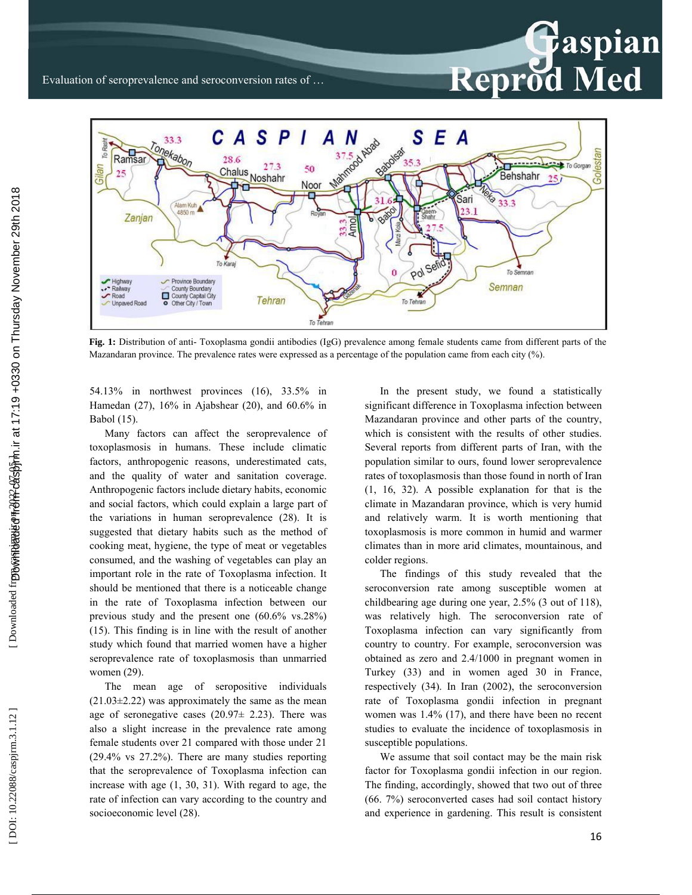**Fig. 1:** Distribution of anti- Toxoplasma gondii antibodies (IgG) prevalence among female students came from different parts of the Mazandaran province. The prevalence rates were expressed as a percentage of the population came from each city (%).

54.13% in northwest provinces (16), 33.5% in Hamedan (27), 16% in Ajabshear (20), and 60.6% in Babol (15).

Many factors can affect the seroprevalence of toxoplasmosis in humans. These include climatic factors, anthropogenic reasons, underestimated cats, and the quality of water and sanitation coverage. Anthropogenic factors include dietary habits, economic and social factors, which could explain a large part of the variations in human seroprevalence (28). It is suggested that dietary habits such as the method of cooking meat, hygiene, the type of meat or vegetables consumed, and the washing of vegetables can play an important role in the rate of Toxoplasma infection. It should be mentioned that there is a noticeable change in the rate of Toxoplasma infection between our previous study and the present one (60.6% vs.28%) (15). This finding is in line with the result of another study which found that married women have a higher seroprevalence rate of toxoplasmosis than unmarried women (29).

The mean age of seropositive individuals (21.03±2.22) was approximately the same as the mean age of seronegative cases (20.97± 2.23). There was also a slight increase in the prevalence rate among female students over 21 compared with those under 21 (29.4% vs 27.2%). There are many studies reporting that the seroprevalence of Toxoplasma infection can increase with age (1, 30, 31). With regard to age, the rate of infection can vary according to the country and socioeconomic level (28).

In the present study, we found a statistically significant difference in Toxoplasma infection between Mazandaran province and other parts of the country, which is consistent with the results of other studies. Several reports from different parts of Iran, with the population similar to ours, found lower seroprevalence rates of toxoplasmosis than those found in north of Iran (1, 16, 32). A possible explanation for that is the climate in Mazandaran province, which is very humid and relatively warm. It is worth mentioning that toxoplasmosis is more common in humid and warmer climates than in more arid climates, mountainous, and colder regions.

The findings of this study revealed that the seroconversion rate among susceptible women at childbearing age during one year, 2.5% (3 out of 118), was relatively high. The seroconversion rate of Toxoplasma infection can vary significantly from country to country. For example, seroconversion was obtained as zero and 2.4/1000 in pregnant women in Turkey (33) and in women aged 30 in France, respectively (34). In Iran (2002), the seroconversion rate of Toxoplasma gondii infection in pregnant women was 1.4% (17), and there have been no recent studies to evaluate the incidence of toxoplasmosis in susceptible populations.

We assume that soil contact may be the main risk factor for Toxoplasma gondii infection in our region. The finding, accordingly, showed that two out of three (66. 7%) seroconverted cases had soil contact history and experience in gardening. This result is consistent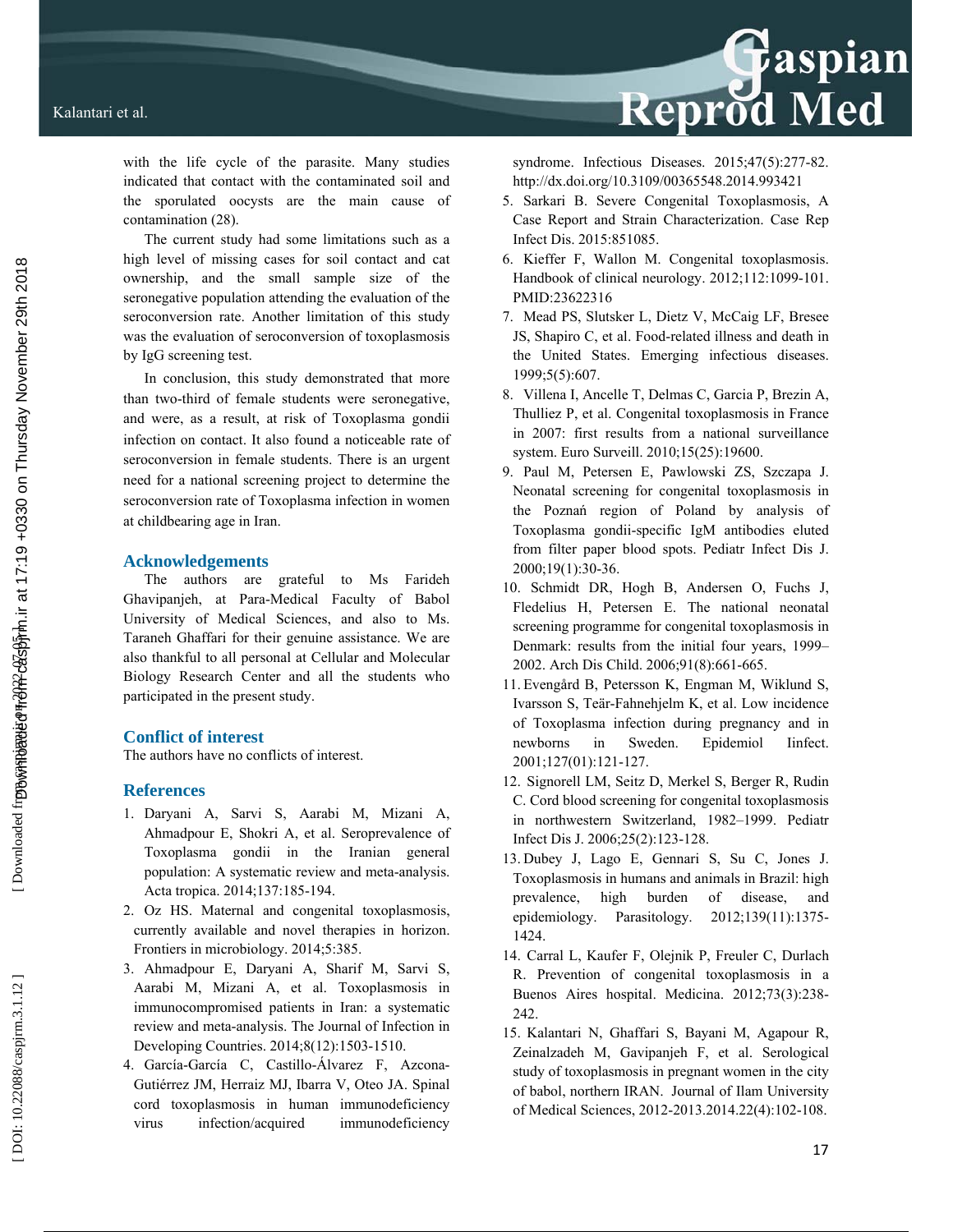with the life cycle of the parasite. Many studies indicated that contact with the contaminated soil and the sporulated oocysts are the main cause of contamination (28).

The current study had some limitations such as a high level of missing cases for soil contact and cat ownership, and the small sample size of the seronegative population attending the evaluation of the seroconversion rate. Another limitation of this study was the evaluation of seroconversion of toxoplasmosis by IgG screening test.

In conclusion, this study demonstrated that more than two-third of female students were seronegative, and were, as a result, at risk of Toxoplasma gondii infection on contact. It also found a noticeable rate of seroconversion in female students. There is an urgent need for a national screening project to determine the seroconversion rate of Toxoplasma infection in women at childbearing age in Iran.

## Acknowledgements

The authors are grateful to Ms Farideh Ghavipanjeh, at Para-Medical Faculty of Babol University of Medical Sciences, and also to Ms. Taraneh Ghaffari for their genuine assistance. We are also thankful to all personal at Cellular and Molecular Biology Research Center and all the students who participated in the present study.

## Conflict of interest

The authors have no conflicts of interest.

## References

1. Daryani A, Sarvi S, Aarabi M, Mizani A, Ahmadpour E, Shokri A, et al. Seroprevalence of Toxoplasma gondii in the Iranian general population: A systematic review and meta-analysis. Acta tropica. 2014;137:185-194.
2. Oz HS. Maternal and congenital toxoplasmosis, currently available and novel therapies in horizon. Frontiers in microbiology. 2014;5:385.
3. Ahmadpour E, Daryani A, Sharif M, Sarvi S, Aarabi M, Mizani A, et al. Toxoplasmosis in immunocompromised patients in Iran: a systematic review and meta-analysis. The Journal of Infection in Developing Countries. 2014;8(12):1503-1510.
4. García-García C, Castillo-Álvarez F, Azcona-Gutiérrez JM, Herraiz MJ, Ibarra V, Oteo JA. Spinal cord toxoplasmosis in human immunodeficiency virus infection/acquired immunodeficiency syndrome. Infectious Diseases. 2015;47(5):277-82. http://dx.doi.org/10.3109/00365548.2014.993421
5. Sarkari B. Severe Congenital Toxoplasmosis, A Case Report and Strain Characterization. Case Rep Infect Dis. 2015:851085.
6. Kieffer F, Wallon M. Congenital toxoplasmosis. Handbook of clinical neurology. 2012;112:1099-101. PMID:23622316
7. Mead PS, Slutsker L, Dietz V, McCaig LF, Bresee JS, Shapiro C, et al. Food-related illness and death in the United States. Emerging infectious diseases. 1999;5(5):607.
8. Villena I, Ancelle T, Delmas C, Garcia P, Brezin A, Thulliez P, et al. Congenital toxoplasmosis in France in 2007: first results from a national surveillance system. Euro Surveill. 2010;15(25):19600.
9. Paul M, Petersen E, Pawlowski ZS, Szczapa J. Neonatal screening for congenital toxoplasmosis in the Poznań region of Poland by analysis of Toxoplasma gondii-specific IgM antibodies eluted from filter paper blood spots. Pediatr Infect Dis J. 2000;19(1):30-36.
10. Schmidt DR, Hogh B, Andersen O, Fuchs J, Fledelius H, Petersen E. The national neonatal screening programme for congenital toxoplasmosis in Denmark: results from the initial four years, 1999–2002. Arch Dis Child. 2006;91(8):661-665.
11. Evengård B, Petersson K, Engman M, Wiklund S, Ivarsson S, Teär-Fahnehjelm K, et al. Low incidence of Toxoplasma infection during pregnancy and in newborns in Sweden. Epidemiol Iinfect. 2001;127(01):121-127.
12. Signorell LM, Seitz D, Merkel S, Berger R, Rudin C. Cord blood screening for congenital toxoplasmosis in northwestern Switzerland, 1982–1999. Pediatr Infect Dis J. 2006;25(2):123-128.
13. Dubey J, Lago E, Gennari S, Su C, Jones J. Toxoplasmosis in humans and animals in Brazil: high prevalence, high burden of disease, and epidemiology. Parasitology. 2012;139(11):1375-1424.
14. Carral L, Kaufer F, Olejnik P, Freuler C, Durlach R. Prevention of congenital toxoplasmosis in a Buenos Aires hospital. Medicina. 2012;73(3):238-242.
15. Kalantari N, Ghaffari S, Bayani M, Agapour R, Zeinalzadeh M, Gavipanjeh F, et al. Serological study of toxoplasmosis in pregnant women in the city of babol, northern IRAN. Journal of Ilam University of Medical Sciences, 2012-2013.2014.22(4):102-108.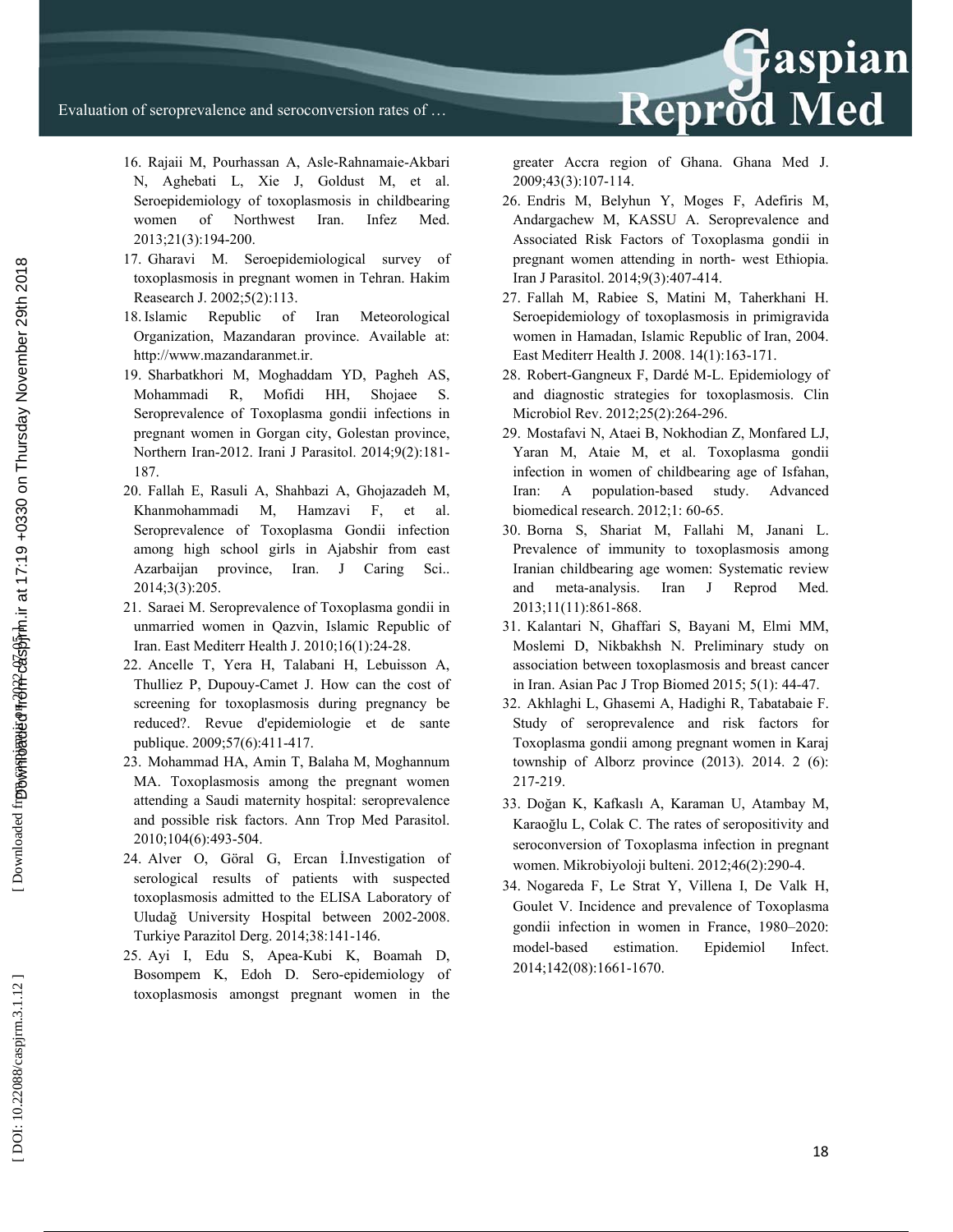16. Rajaii M, Pourhassan A, Asle-Rahnamaie-Akbari N, Aghebati L, Xie J, Goldust M, et al. Seroepidemiology of toxoplasmosis in childbearing women of Northwest Iran. Infez Med. 2013;21(3):194-200.
17. Gharavi M. Seroepidemiological survey of toxoplasmosis in pregnant women in Tehran. Hakim Reasearch J. 2002;5(2):113.
18. Islamic Republic of Iran Meteorological Organization, Mazandaran province. Available at: http://www.mazandaranmet.ir.
19. Sharbatkhori M, Moghaddam YD, Pagheh AS, Mohammadi R, Mofidi HH, Shojaee S. Seroprevalence of Toxoplasma gondii infections in pregnant women in Gorgan city, Golestan province, Northern Iran-2012. Irani J Parasitol. 2014;9(2):181-187.
20. Fallah E, Rasuli A, Shahbazi A, Ghojazadeh M, Khanmohammadi M, Hamzavi F, et al. Seroprevalence of Toxoplasma Gondii infection among high school girls in Ajabshir from east Azarbaijan province, Iran. J Caring Sci.. 2014;3(3):205.
21. Saraei M. Seroprevalence of Toxoplasma gondii in unmarried women in Qazvin, Islamic Republic of Iran. East Mediterr Health J. 2010;16(1):24-28.
22. Ancelle T, Yera H, Talabani H, Lebuisson A, Thulliez P, Dupouy-Camet J. How can the cost of screening for toxoplasmosis during pregnancy be reduced?. Revue d'epidemiologie et de sante publique. 2009;57(6):411-417.
23. Mohammad HA, Amin T, Balaha M, Moghannum MA. Toxoplasmosis among the pregnant women attending a Saudi maternity hospital: seroprevalence and possible risk factors. Ann Trop Med Parasitol. 2010;104(6):493-504.
24. Alver O, Göral G, Ercan İ.Investigation of serological results of patients with suspected toxoplasmosis admitted to the ELISA Laboratory of Uludağ University Hospital between 2002-2008. Turkiye Parazitol Derg. 2014;38:141-146.
25. Ayi I, Edu S, Apea-Kubi K, Boamah D, Bosompem K, Edoh D. Sero-epidemiology of toxoplasmosis amongst pregnant women in the greater Accra region of Ghana. Ghana Med J. 2009;43(3):107-114.
26. Endris M, Belyhun Y, Moges F, Adefiris M, Andargachew M, KASSU A. Seroprevalence and Associated Risk Factors of Toxoplasma gondii in pregnant women attending in north- west Ethiopia. Iran J Parasitol. 2014;9(3):407-414.
27. Fallah M, Rabiee S, Matini M, Taherkhani H. Seroepidemiology of toxoplasmosis in primigravida women in Hamadan, Islamic Republic of Iran, 2004. East Mediterr Health J. 2008. 14(1):163-171.
28. Robert-Gangneux F, Dardé M-L. Epidemiology of and diagnostic strategies for toxoplasmosis. Clin Microbiol Rev. 2012;25(2):264-296.
29. Mostafavi N, Ataei B, Nokhodian Z, Monfared LJ, Yaran M, Ataie M, et al. Toxoplasma gondii infection in women of childbearing age of Isfahan, Iran: A population-based study. Advanced biomedical research. 2012;1: 60-65.
30. Borna S, Shariat M, Fallahi M, Janani L. Prevalence of immunity to toxoplasmosis among Iranian childbearing age women: Systematic review and meta-analysis. Iran J Reprod Med. 2013;11(11):861-868.
31. Kalantari N, Ghaffari S, Bayani M, Elmi MM, Moslemi D, Nikbakhsh N. Preliminary study on association between toxoplasmosis and breast cancer in Iran. Asian Pac J Trop Biomed 2015; 5(1): 44-47.
32. Akhlaghi L, Ghasemi A, Hadighi R, Tabatabaie F. Study of seroprevalence and risk factors for Toxoplasma gondii among pregnant women in Karaj township of Alborz province (2013). 2014. 2 (6): 217-219.
33. Doğan K, Kafkaslı A, Karaman U, Atambay M, Karaoğlu L, Colak C. The rates of seropositivity and seroconversion of Toxoplasma infection in pregnant women. Mikrobiyoloji bulteni. 2012;46(2):290-4.
34. Nogareda F, Le Strat Y, Villena I, De Valk H, Goulet V. Incidence and prevalence of Toxoplasma gondii infection in women in France, 1980–2020: model-based estimation. Epidemiol Infect. 2014;142(08):1661-1670.